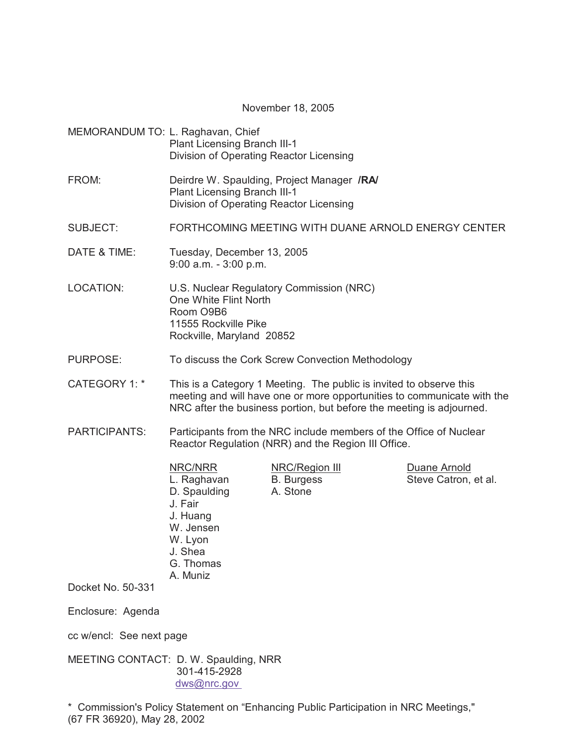November 18, 2005

MEMORANDUM TO: L. Raghavan, Chief
Plant Licensing Branch III-1
Division of Operating Reactor Licensing

FROM: Deirdre W. Spaulding, Project Manager **/RA/**
Plant Licensing Branch III-1
Division of Operating Reactor Licensing

SUBJECT: FORTHCOMING MEETING WITH DUANE ARNOLD ENERGY CENTER

DATE & TIME: Tuesday, December 13, 2005
9:00 a.m. - 3:00 p.m.

LOCATION: U.S. Nuclear Regulatory Commission (NRC)
One White Flint North
Room O9B6
11555 Rockville Pike
Rockville, Maryland 20852

PURPOSE: To discuss the Cork Screw Convection Methodology

CATEGORY 1: * This is a Category 1 Meeting. The public is invited to observe this meeting and will have one or more opportunities to communicate with the NRC after the business portion, but before the meeting is adjourned.

PARTICIPANTS: Participants from the NRC include members of the Office of Nuclear Reactor Regulation (NRR) and the Region III Office.

| NRC/NRR | NRC/Region III | Duane Arnold |
|---|---|---|
| L. Raghavan | B. Burgess | Steve Catron, et al. |
| D. Spaulding | A. Stone | |
| J. Fair | | |
| J. Huang | | |
| W. Jensen | | |
| W. Lyon | | |
| J. Shea | | |
| G. Thomas | | |
| A. Muniz | | |

Docket No. 50-331

Enclosure: Agenda

cc w/encl: See next page

MEETING CONTACT: D. W. Spaulding, NRR
301-415-2928
dws@nrc.gov

\* Commission's Policy Statement on "Enhancing Public Participation in NRC Meetings," (67 FR 36920), May 28, 2002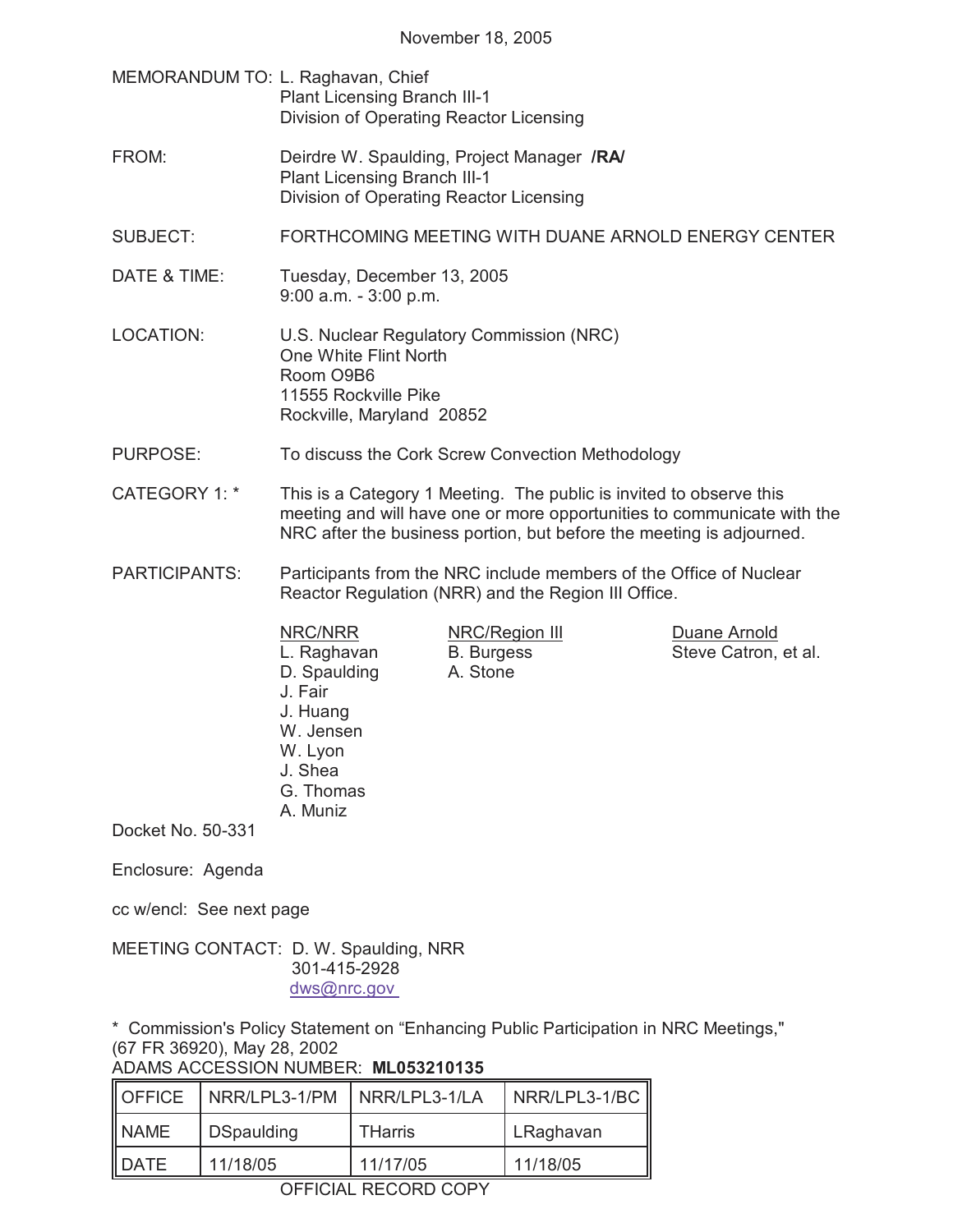November 18, 2005

MEMORANDUM TO: L. Raghavan, Chief
Plant Licensing Branch III-1
Division of Operating Reactor Licensing

FROM: Deirdre W. Spaulding, Project Manager **/RA/**
Plant Licensing Branch III-1
Division of Operating Reactor Licensing

SUBJECT: FORTHCOMING MEETING WITH DUANE ARNOLD ENERGY CENTER

DATE & TIME: Tuesday, December 13, 2005
9:00 a.m. - 3:00 p.m.

LOCATION: U.S. Nuclear Regulatory Commission (NRC)
One White Flint North
Room O9B6
11555 Rockville Pike
Rockville, Maryland 20852

PURPOSE: To discuss the Cork Screw Convection Methodology

CATEGORY 1: * This is a Category 1 Meeting. The public is invited to observe this meeting and will have one or more opportunities to communicate with the NRC after the business portion, but before the meeting is adjourned.

PARTICIPANTS: Participants from the NRC include members of the Office of Nuclear Reactor Regulation (NRR) and the Region III Office.

| NRC/NRR | NRC/Region III | Duane Arnold |
|---|---|---|
| L. Raghavan | B. Burgess | Steve Catron, et al. |
| D. Spaulding | A. Stone | |
| J. Fair | | |
| J. Huang | | |
| W. Jensen | | |
| W. Lyon | | |
| J. Shea | | |
| G. Thomas | | |
| A. Muniz | | |

Docket No. 50-331

Enclosure: Agenda

cc w/encl: See next page

MEETING CONTACT: D. W. Spaulding, NRR
301-415-2928
dws@nrc.gov

\* Commission's Policy Statement on "Enhancing Public Participation in NRC Meetings," (67 FR 36920), May 28, 2002

ADAMS ACCESSION NUMBER: **ML053210135**

| OFFICE | NRR/LPL3-1/PM | NRR/LPL3-1/LA | NRR/LPL3-1/BC |
|---|---|---|---|
| NAME | DSpaulding | THarris | LRaghavan |
| DATE | 11/18/05 | 11/17/05 | 11/18/05 |

OFFICIAL RECORD COPY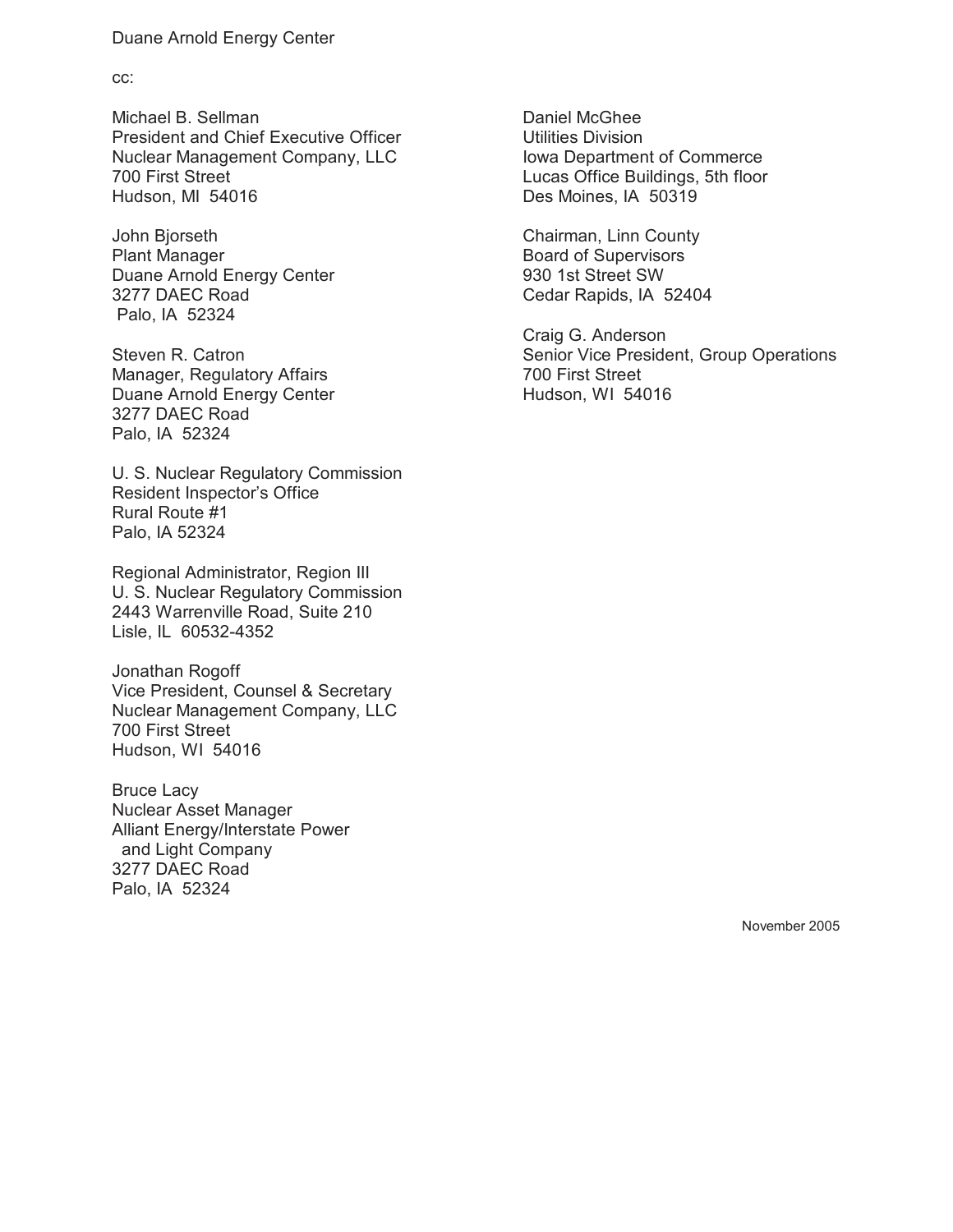Duane Arnold Energy Center

cc:

Michael B. Sellman
President and Chief Executive Officer
Nuclear Management Company, LLC
700 First Street
Hudson, MI 54016

John Bjorseth
Plant Manager
Duane Arnold Energy Center
3277 DAEC Road
Palo, IA 52324

Steven R. Catron
Manager, Regulatory Affairs
Duane Arnold Energy Center
3277 DAEC Road
Palo, IA 52324

U. S. Nuclear Regulatory Commission
Resident Inspector's Office
Rural Route #1
Palo, IA 52324

Regional Administrator, Region III
U. S. Nuclear Regulatory Commission
2443 Warrenville Road, Suite 210
Lisle, IL 60532-4352

Jonathan Rogoff
Vice President, Counsel & Secretary
Nuclear Management Company, LLC
700 First Street
Hudson, WI 54016

Bruce Lacy
Nuclear Asset Manager
Alliant Energy/Interstate Power
and Light Company
3277 DAEC Road
Palo, IA 52324

Daniel McGhee
Utilities Division
Iowa Department of Commerce
Lucas Office Buildings, 5th floor
Des Moines, IA 50319

Chairman, Linn County
Board of Supervisors
930 1st Street SW
Cedar Rapids, IA 52404

Craig G. Anderson
Senior Vice President, Group Operations
700 First Street
Hudson, WI 54016

November 2005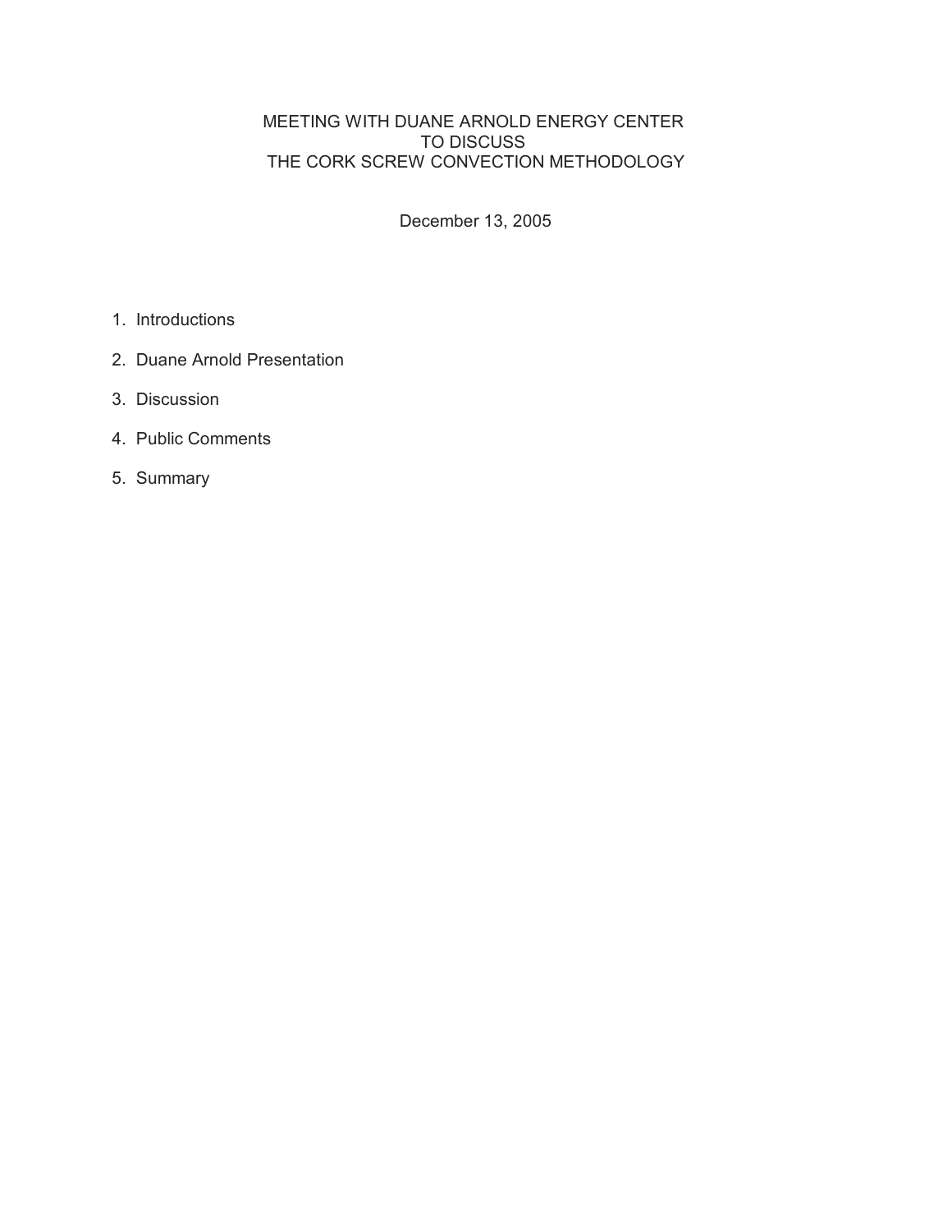# MEETING WITH DUANE ARNOLD ENERGY CENTER TO DISCUSS THE CORK SCREW CONVECTION METHODOLOGY

December 13, 2005

1. Introductions
2. Duane Arnold Presentation
3. Discussion
4. Public Comments
5. Summary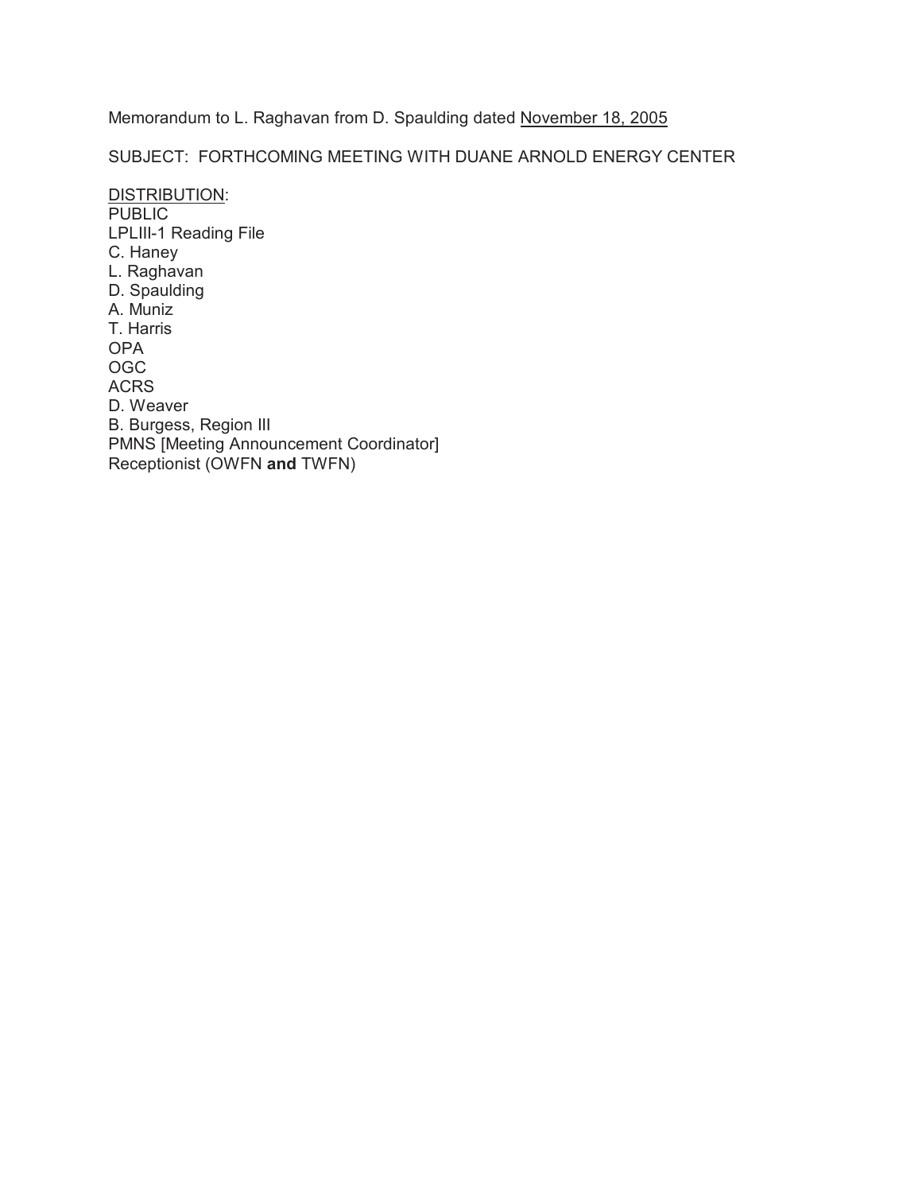Memorandum to L. Raghavan from D. Spaulding dated November 18, 2005

SUBJECT: FORTHCOMING MEETING WITH DUANE ARNOLD ENERGY CENTER

DISTRIBUTION:
PUBLIC
LPLIII-1 Reading File
C. Haney
L. Raghavan
D. Spaulding
A. Muniz
T. Harris
OPA
OGC
ACRS
D. Weaver
B. Burgess, Region III
PMNS [Meeting Announcement Coordinator]
Receptionist (OWFN **and** TWFN)